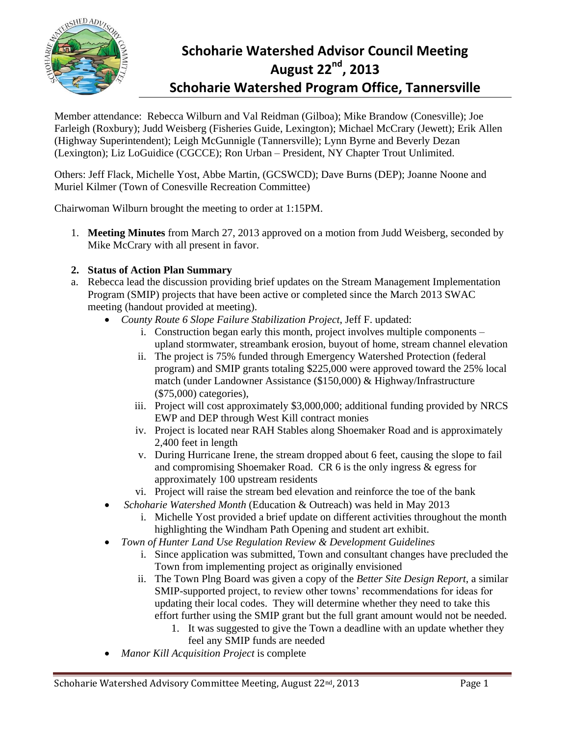# Schoharie Watershed Advisor Council Meeting
# August 22nd, 2013
# Schoharie Watershed Program Office, Tannersville

Member attendance: Rebecca Wilburn and Val Reidman (Gilboa); Mike Brandow (Conesville); Joe Farleigh (Roxbury); Judd Weisberg (Fisheries Guide, Lexington); Michael McCrary (Jewett); Erik Allen (Highway Superintendent); Leigh McGunnigle (Tannersville); Lynn Byrne and Beverly Dezan (Lexington); Liz LoGuidice (CGCCE); Ron Urban – President, NY Chapter Trout Unlimited.

Others: Jeff Flack, Michelle Yost, Abbe Martin, (GCSWCD); Dave Burns (DEP); Joanne Noone and Muriel Kilmer (Town of Conesville Recreation Committee)

Chairwoman Wilburn brought the meeting to order at 1:15PM.

1. **Meeting Minutes** from March 27, 2013 approved on a motion from Judd Weisberg, seconded by Mike McCrary with all present in favor.

2. **Status of Action Plan Summary**

a. Rebecca lead the discussion providing brief updates on the Stream Management Implementation Program (SMIP) projects that have been active or completed since the March 2013 SWAC meeting (handout provided at meeting).

- *County Route 6 Slope Failure Stabilization Project*, Jeff F. updated:
    - i. Construction began early this month, project involves multiple components – upland stormwater, streambank erosion, buyout of home, stream channel elevation
    - ii. The project is 75% funded through Emergency Watershed Protection (federal program) and SMIP grants totaling $225,000 were approved toward the 25% local match (under Landowner Assistance ($150,000) & Highway/Infrastructure ($75,000) categories),
    - iii. Project will cost approximately $3,000,000; additional funding provided by NRCS EWP and DEP through West Kill contract monies
    - iv. Project is located near RAH Stables along Shoemaker Road and is approximately 2,400 feet in length
    - v. During Hurricane Irene, the stream dropped about 6 feet, causing the slope to fail and compromising Shoemaker Road. CR 6 is the only ingress & egress for approximately 100 upstream residents
    - vi. Project will raise the stream bed elevation and reinforce the toe of the bank
- *Schoharie Watershed Month* (Education & Outreach) was held in May 2013
    - i. Michelle Yost provided a brief update on different activities throughout the month highlighting the Windham Path Opening and student art exhibit.
- *Town of Hunter Land Use Regulation Review & Development Guidelines*
    - i. Since application was submitted, Town and consultant changes have precluded the Town from implementing project as originally envisioned
    - ii. The Town Plng Board was given a copy of the *Better Site Design Report*, a similar SMIP-supported project, to review other towns' recommendations for ideas for updating their local codes. They will determine whether they need to take this effort further using the SMIP grant but the full grant amount would not be needed.
        1. It was suggested to give the Town a deadline with an update whether they feel any SMIP funds are needed
- *Manor Kill Acquisition Project* is complete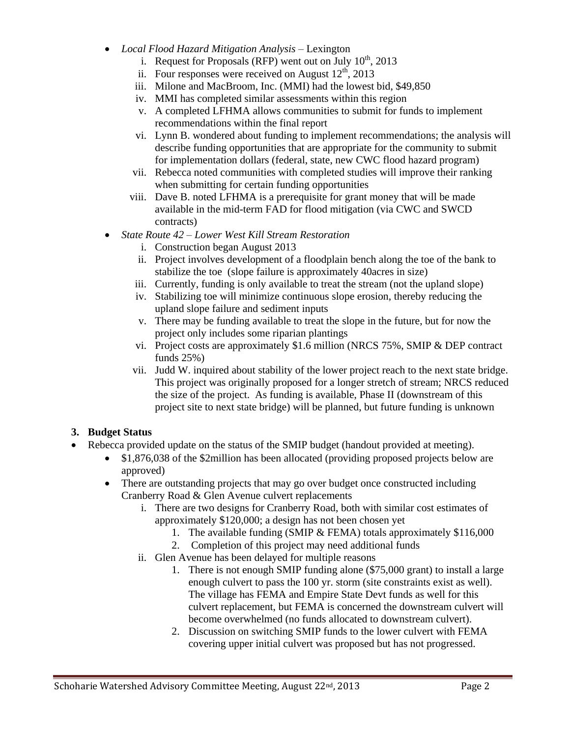- *Local Flood Hazard Mitigation Analysis* – Lexington
    1. Request for Proposals (RFP) went out on July 10th, 2013
    2. Four responses were received on August 12th, 2013
    3. Milone and MacBroom, Inc. (MMI) had the lowest bid, $49,850
    4. MMI has completed similar assessments within this region
    5. A completed LFHMA allows communities to submit for funds to implement recommendations within the final report
    6. Lynn B. wondered about funding to implement recommendations; the analysis will describe funding opportunities that are appropriate for the community to submit for implementation dollars (federal, state, new CWC flood hazard program)
    7. Rebecca noted communities with completed studies will improve their ranking when submitting for certain funding opportunities
    8. Dave B. noted LFHMA is a prerequisite for grant money that will be made available in the mid-term FAD for flood mitigation (via CWC and SWCD contracts)
- *State Route 42 – Lower West Kill Stream Restoration*
    1. Construction began August 2013
    2. Project involves development of a floodplain bench along the toe of the bank to stabilize the toe (slope failure is approximately 40acres in size)
    3. Currently, funding is only available to treat the stream (not the upland slope)
    4. Stabilizing toe will minimize continuous slope erosion, thereby reducing the upland slope failure and sediment inputs
    5. There may be funding available to treat the slope in the future, but for now the project only includes some riparian plantings
    6. Project costs are approximately $1.6 million (NRCS 75%, SMIP & DEP contract funds 25%)
    7. Judd W. inquired about stability of the lower project reach to the next state bridge. This project was originally proposed for a longer stretch of stream; NRCS reduced the size of the project. As funding is available, Phase II (downstream of this project site to next state bridge) will be planned, but future funding is unknown

**3. Budget Status**

- Rebecca provided update on the status of the SMIP budget (handout provided at meeting).
    - $1,876,038 of the $2million has been allocated (providing proposed projects below are approved)
    - There are outstanding projects that may go over budget once constructed including Cranberry Road & Glen Avenue culvert replacements
        1. There are two designs for Cranberry Road, both with similar cost estimates of approximately $120,000; a design has not been chosen yet
            1. The available funding (SMIP & FEMA) totals approximately $116,000
            2. Completion of this project may need additional funds
        2. Glen Avenue has been delayed for multiple reasons
            1. There is not enough SMIP funding alone ($75,000 grant) to install a large enough culvert to pass the 100 yr. storm (site constraints exist as well). The village has FEMA and Empire State Devt funds as well for this culvert replacement, but FEMA is concerned the downstream culvert will become overwhelmed (no funds allocated to downstream culvert).
            2. Discussion on switching SMIP funds to the lower culvert with FEMA covering upper initial culvert was proposed but has not progressed.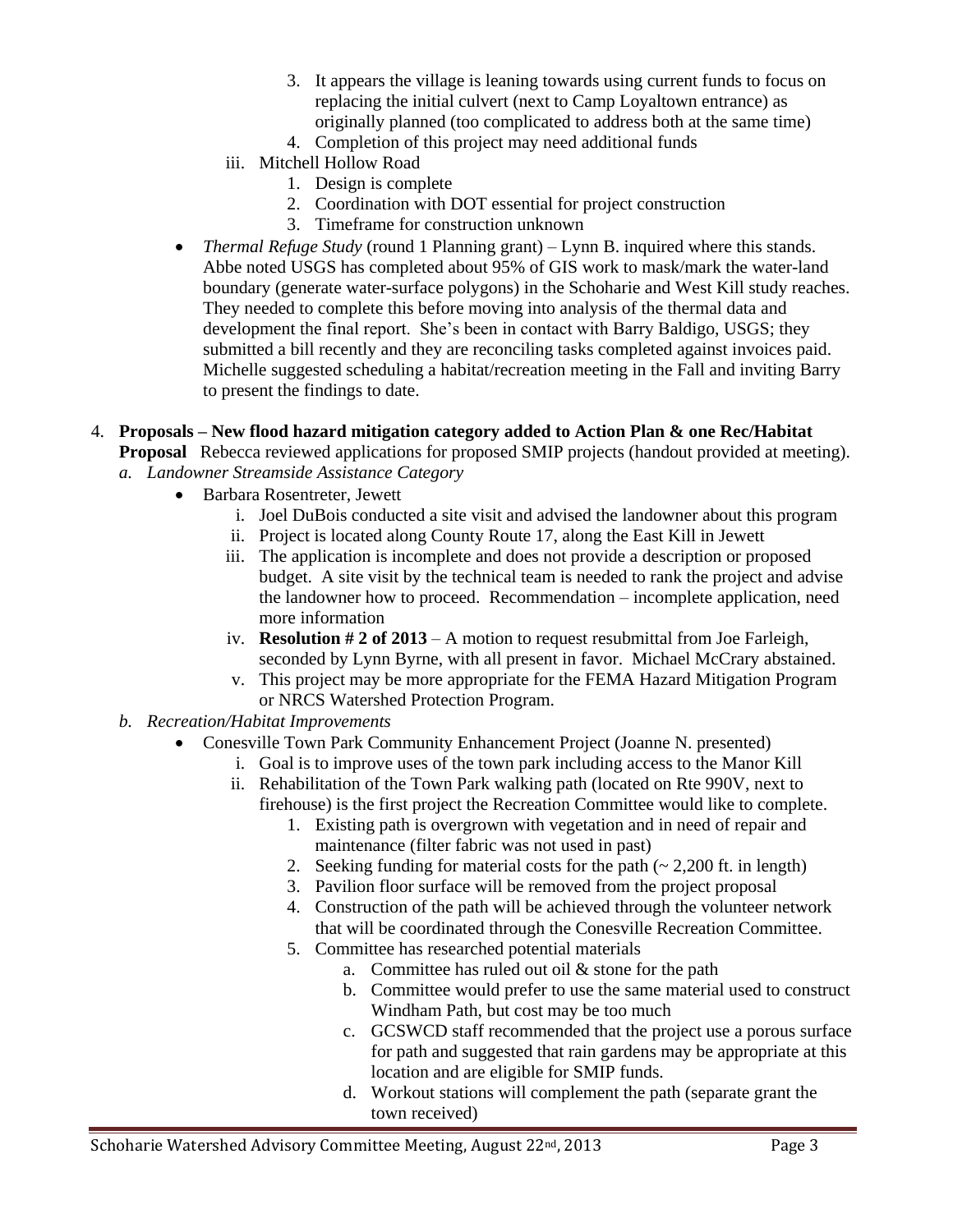3. It appears the village is leaning towards using current funds to focus on replacing the initial culvert (next to Camp Loyaltown entrance) as originally planned (too complicated to address both at the same time)
4. Completion of this project may need additional funds

iii. Mitchell Hollow Road

1. Design is complete
2. Coordination with DOT essential for project construction
3. Timeframe for construction unknown

- *Thermal Refuge Study* (round 1 Planning grant) – Lynn B. inquired where this stands. Abbe noted USGS has completed about 95% of GIS work to mask/mark the water-land boundary (generate water-surface polygons) in the Schoharie and West Kill study reaches. They needed to complete this before moving into analysis of the thermal data and development the final report. She's been in contact with Barry Baldigo, USGS; they submitted a bill recently and they are reconciling tasks completed against invoices paid. Michelle suggested scheduling a habitat/recreation meeting in the Fall and inviting Barry to present the findings to date.

4. **Proposals – New flood hazard mitigation category added to Action Plan & one Rec/Habitat Proposal** Rebecca reviewed applications for proposed SMIP projects (handout provided at meeting).

   *a. Landowner Streamside Assistance Category*

   - Barbara Rosentreter, Jewett
     - i. Joel DuBois conducted a site visit and advised the landowner about this program
     - ii. Project is located along County Route 17, along the East Kill in Jewett
     - iii. The application is incomplete and does not provide a description or proposed budget. A site visit by the technical team is needed to rank the project and advise the landowner how to proceed. Recommendation – incomplete application, need more information
     - iv. **Resolution # 2 of 2013** – A motion to request resubmittal from Joe Farleigh, seconded by Lynn Byrne, with all present in favor. Michael McCrary abstained.
     - v. This project may be more appropriate for the FEMA Hazard Mitigation Program or NRCS Watershed Protection Program.

   *b. Recreation/Habitat Improvements*

   - Conesville Town Park Community Enhancement Project (Joanne N. presented)
     - i. Goal is to improve uses of the town park including access to the Manor Kill
     - ii. Rehabilitation of the Town Park walking path (located on Rte 990V, next to firehouse) is the first project the Recreation Committee would like to complete.
       1. Existing path is overgrown with vegetation and in need of repair and maintenance (filter fabric was not used in past)
       2. Seeking funding for material costs for the path (~ 2,200 ft. in length)
       3. Pavilion floor surface will be removed from the project proposal
       4. Construction of the path will be achieved through the volunteer network that will be coordinated through the Conesville Recreation Committee.
       5. Committee has researched potential materials
          - a. Committee has ruled out oil & stone for the path
          - b. Committee would prefer to use the same material used to construct Windham Path, but cost may be too much
          - c. GCSWCD staff recommended that the project use a porous surface for path and suggested that rain gardens may be appropriate at this location and are eligible for SMIP funds.
          - d. Workout stations will complement the path (separate grant the town received)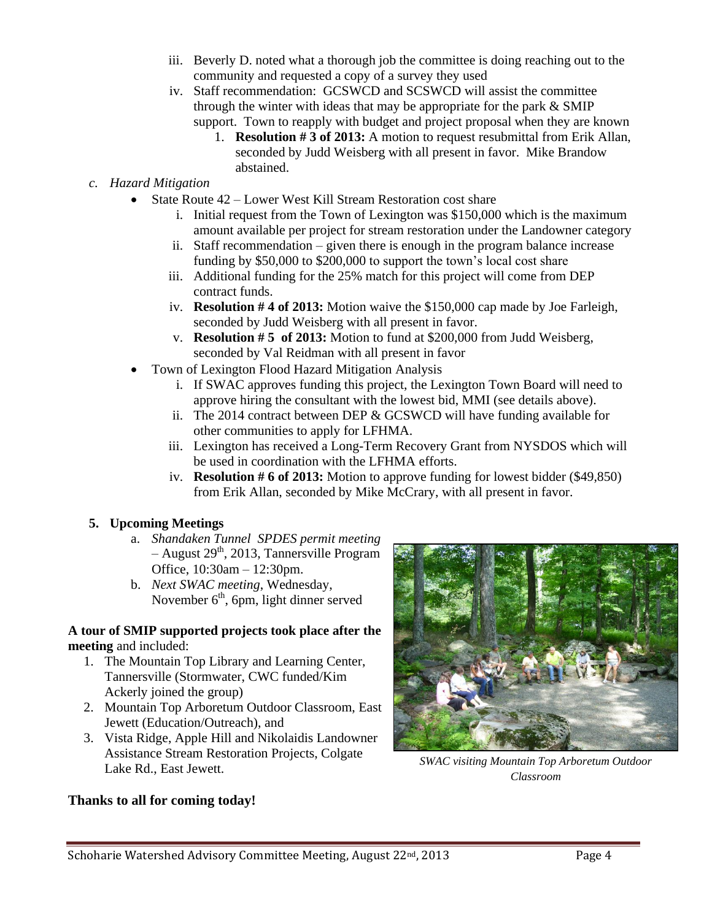iii. Beverly D. noted what a thorough job the committee is doing reaching out to the community and requested a copy of a survey they used

iv. Staff recommendation: GCSWCD and SCSWCD will assist the committee through the winter with ideas that may be appropriate for the park & SMIP support. Town to reapply with budget and project proposal when they are known

1. **Resolution # 3 of 2013:** A motion to request resubmittal from Erik Allan, seconded by Judd Weisberg with all present in favor. Mike Brandow abstained.

c. *Hazard Mitigation*

- State Route 42 – Lower West Kill Stream Restoration cost share
  - i. Initial request from the Town of Lexington was $150,000 which is the maximum amount available per project for stream restoration under the Landowner category
  - ii. Staff recommendation – given there is enough in the program balance increase funding by $50,000 to $200,000 to support the town's local cost share
  - iii. Additional funding for the 25% match for this project will come from DEP contract funds.
  - iv. **Resolution # 4 of 2013:** Motion waive the $150,000 cap made by Joe Farleigh, seconded by Judd Weisberg with all present in favor.
  - v. **Resolution # 5 of 2013:** Motion to fund at $200,000 from Judd Weisberg, seconded by Val Reidman with all present in favor
- Town of Lexington Flood Hazard Mitigation Analysis
  - i. If SWAC approves funding this project, the Lexington Town Board will need to approve hiring the consultant with the lowest bid, MMI (see details above).
  - ii. The 2014 contract between DEP & GCSWCD will have funding available for other communities to apply for LFHMA.
  - iii. Lexington has received a Long-Term Recovery Grant from NYSDOS which will be used in coordination with the LFHMA efforts.
  - iv. **Resolution # 6 of 2013:** Motion to approve funding for lowest bidder ($49,850) from Erik Allan, seconded by Mike McCrary, with all present in favor.

## 5. Upcoming Meetings

a. *Shandaken Tunnel SPDES permit meeting* – August 29th, 2013, Tannersville Program Office, 10:30am – 12:30pm.

b. *Next SWAC meeting*, Wednesday, November 6th, 6pm, light dinner served

**A tour of SMIP supported projects took place after the meeting** and included:

1. The Mountain Top Library and Learning Center, Tannersville (Stormwater, CWC funded/Kim Ackerly joined the group)
2. Mountain Top Arboretum Outdoor Classroom, East Jewett (Education/Outreach), and
3. Vista Ridge, Apple Hill and Nikolaidis Landowner Assistance Stream Restoration Projects, Colgate Lake Rd., East Jewett.

*SWAC visiting Mountain Top Arboretum Outdoor Classroom*

**Thanks to all for coming today!**